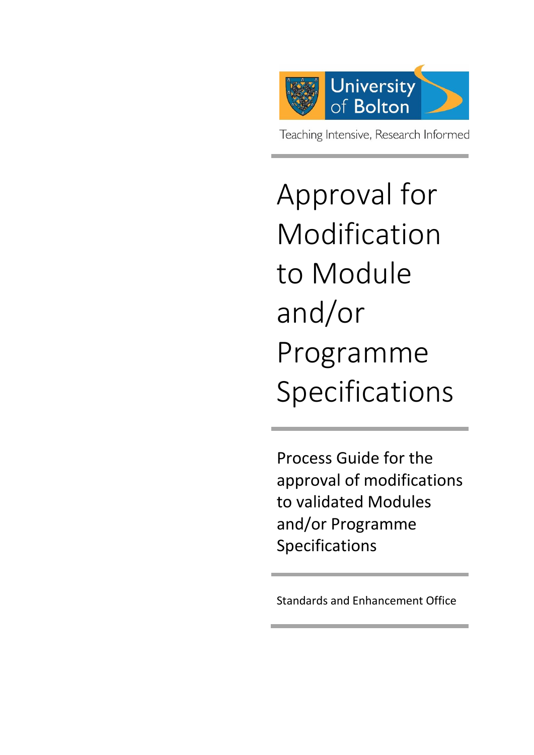University of Bolton

Teaching Intensive, Research Informed

# Approval for Modification to Module and/or Programme Specifications

## Process Guide for the approval of modifications to validated Modules and/or Programme Specifications

Standards and Enhancement Office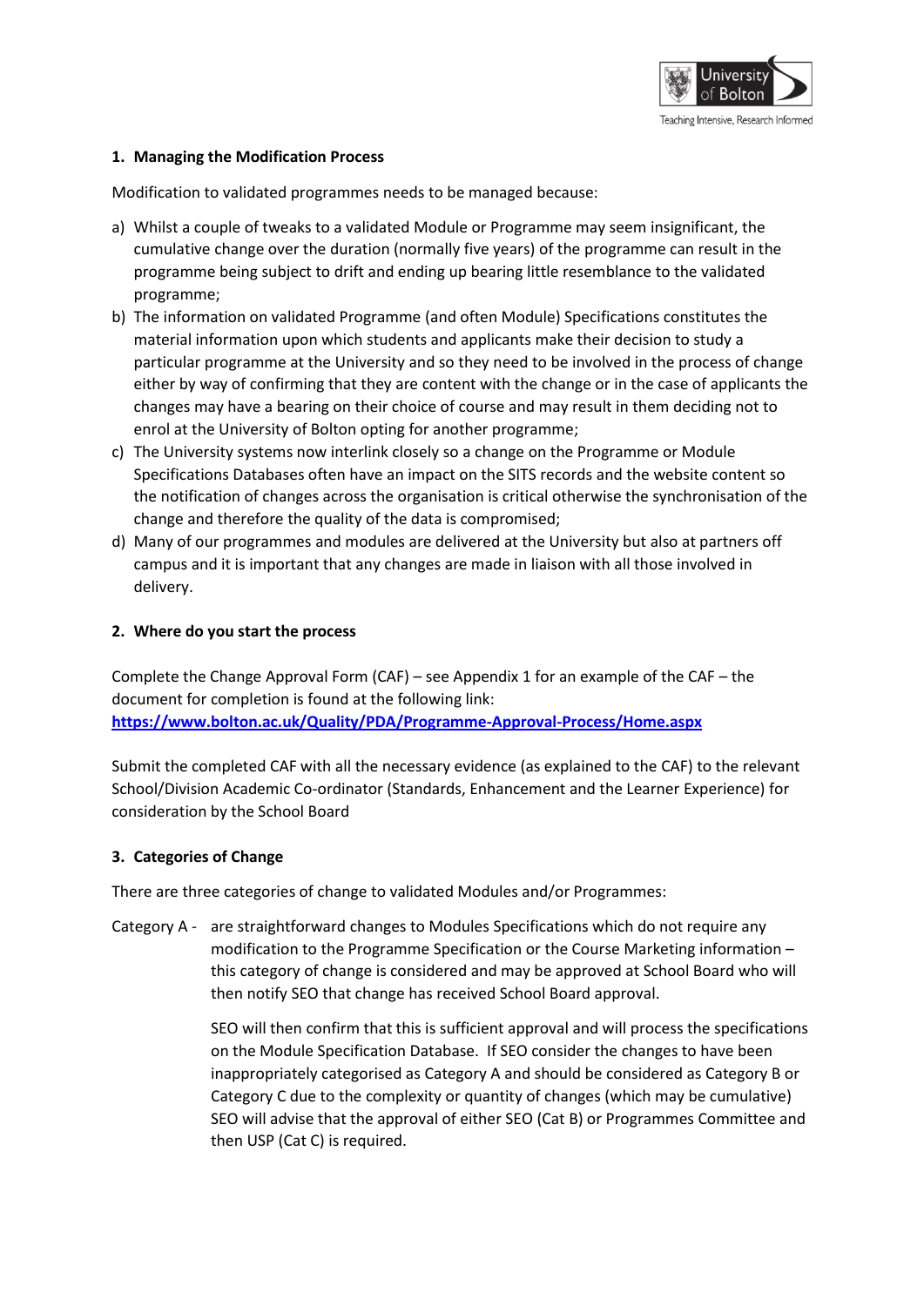## 1. Managing the Modification Process

Modification to validated programmes needs to be managed because:

a) Whilst a couple of tweaks to a validated Module or Programme may seem insignificant, the cumulative change over the duration (normally five years) of the programme can result in the programme being subject to drift and ending up bearing little resemblance to the validated programme;

b) The information on validated Programme (and often Module) Specifications constitutes the material information upon which students and applicants make their decision to study a particular programme at the University and so they need to be involved in the process of change either by way of confirming that they are content with the change or in the case of applicants the changes may have a bearing on their choice of course and may result in them deciding not to enrol at the University of Bolton opting for another programme;

c) The University systems now interlink closely so a change on the Programme or Module Specifications Databases often have an impact on the SITS records and the website content so the notification of changes across the organisation is critical otherwise the synchronisation of the change and therefore the quality of the data is compromised;

d) Many of our programmes and modules are delivered at the University but also at partners off campus and it is important that any changes are made in liaison with all those involved in delivery.

## 2. Where do you start the process

Complete the Change Approval Form (CAF) – see Appendix 1 for an example of the CAF – the document for completion is found at the following link:
**https://www.bolton.ac.uk/Quality/PDA/Programme-Approval-Process/Home.aspx**

Submit the completed CAF with all the necessary evidence (as explained to the CAF) to the relevant School/Division Academic Co-ordinator (Standards, Enhancement and the Learner Experience) for consideration by the School Board

## 3. Categories of Change

There are three categories of change to validated Modules and/or Programmes:

Category A - are straightforward changes to Modules Specifications which do not require any modification to the Programme Specification or the Course Marketing information – this category of change is considered and may be approved at School Board who will then notify SEO that change has received School Board approval.

SEO will then confirm that this is sufficient approval and will process the specifications on the Module Specification Database. If SEO consider the changes to have been inappropriately categorised as Category A and should be considered as Category B or Category C due to the complexity or quantity of changes (which may be cumulative) SEO will advise that the approval of either SEO (Cat B) or Programmes Committee and then USP (Cat C) is required.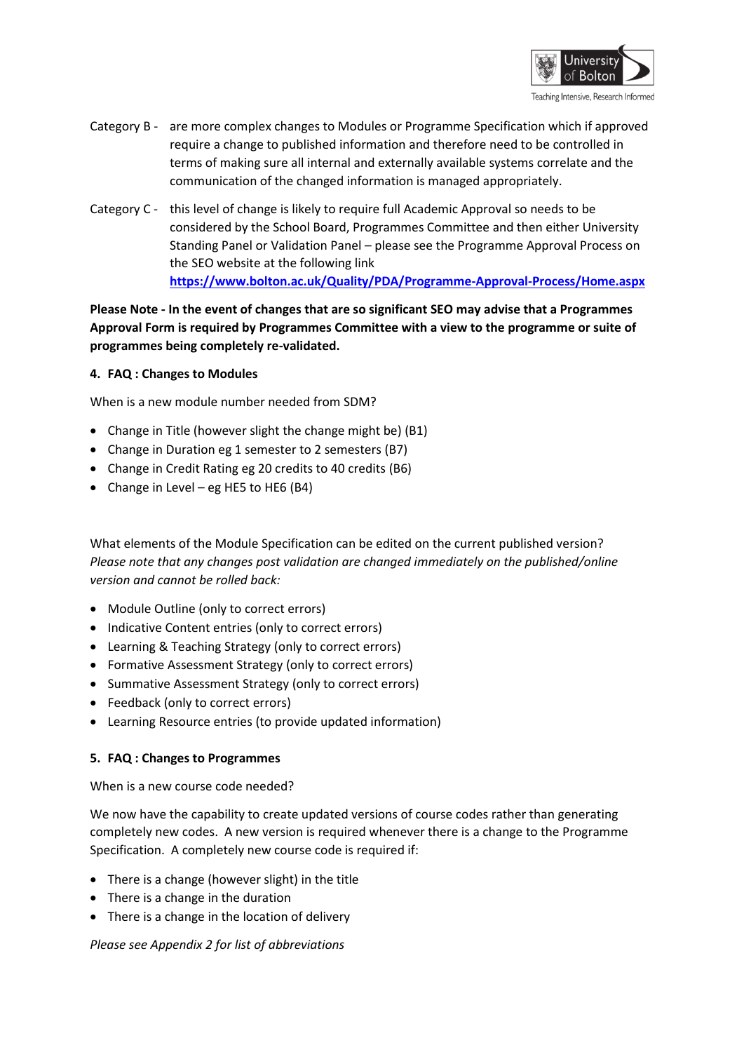Category B - are more complex changes to Modules or Programme Specification which if approved require a change to published information and therefore need to be controlled in terms of making sure all internal and externally available systems correlate and the communication of the changed information is managed appropriately.

Category C - this level of change is likely to require full Academic Approval so needs to be considered by the School Board, Programmes Committee and then either University Standing Panel or Validation Panel – please see the Programme Approval Process on the SEO website at the following link **https://www.bolton.ac.uk/Quality/PDA/Programme-Approval-Process/Home.aspx**

**Please Note - In the event of changes that are so significant SEO may advise that a Programmes Approval Form is required by Programmes Committee with a view to the programme or suite of programmes being completely re-validated.**

## 4. FAQ : Changes to Modules

When is a new module number needed from SDM?

- Change in Title (however slight the change might be) (B1)
- Change in Duration eg 1 semester to 2 semesters (B7)
- Change in Credit Rating eg 20 credits to 40 credits (B6)
- Change in Level – eg HE5 to HE6 (B4)

What elements of the Module Specification can be edited on the current published version? *Please note that any changes post validation are changed immediately on the published/online version and cannot be rolled back:*

- Module Outline (only to correct errors)
- Indicative Content entries (only to correct errors)
- Learning & Teaching Strategy (only to correct errors)
- Formative Assessment Strategy (only to correct errors)
- Summative Assessment Strategy (only to correct errors)
- Feedback (only to correct errors)
- Learning Resource entries (to provide updated information)

## 5. FAQ : Changes to Programmes

When is a new course code needed?

We now have the capability to create updated versions of course codes rather than generating completely new codes. A new version is required whenever there is a change to the Programme Specification. A completely new course code is required if:

- There is a change (however slight) in the title
- There is a change in the duration
- There is a change in the location of delivery

*Please see Appendix 2 for list of abbreviations*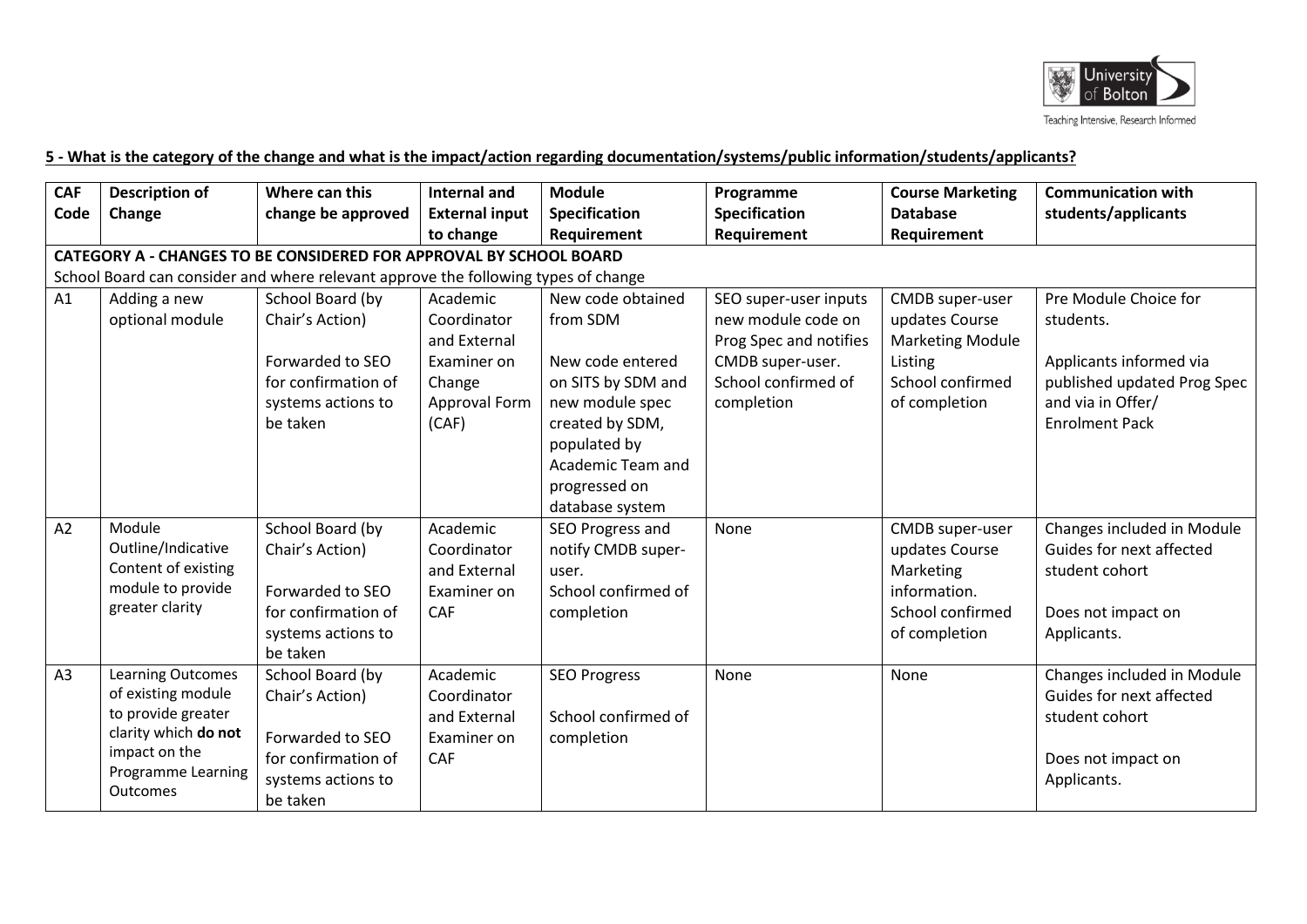**5 - What is the category of the change and what is the impact/action regarding documentation/systems/public information/students/applicants?**

| CAF Code | Description of Change | Where can this change be approved | Internal and External input to change | Module Specification Requirement | Programme Specification Requirement | Course Marketing Database Requirement | Communication with students/applicants |
|---|---|---|---|---|---|---|---|
| **CATEGORY A - CHANGES TO BE CONSIDERED FOR APPROVAL BY SCHOOL BOARD** School Board can consider and where relevant approve the following types of change | | | | | | | |
| A1 | Adding a new optional module | School Board (by Chair's Action) Forwarded to SEO for confirmation of systems actions to be taken | Academic Coordinator and External Examiner on Change Approval Form (CAF) | New code obtained from SDM New code entered on SITS by SDM and new module spec created by SDM, populated by Academic Team and progressed on database system | SEO super-user inputs new module code on Prog Spec and notifies CMDB super-user. School confirmed of completion | CMDB super-user updates Course Marketing Module Listing School confirmed of completion | Pre Module Choice for students. Applicants informed via published updated Prog Spec and via in Offer/ Enrolment Pack |
| A2 | Module Outline/Indicative Content of existing module to provide greater clarity | School Board (by Chair's Action) Forwarded to SEO for confirmation of systems actions to be taken | Academic Coordinator and External Examiner on CAF | SEO Progress and notify CMDB super-user. School confirmed of completion | None | CMDB super-user updates Course Marketing information. School confirmed of completion | Changes included in Module Guides for next affected student cohort Does not impact on Applicants. |
| A3 | Learning Outcomes of existing module to provide greater clarity which **do not** impact on the Programme Learning Outcomes | School Board (by Chair's Action) Forwarded to SEO for confirmation of systems actions to be taken | Academic Coordinator and External Examiner on CAF | SEO Progress School confirmed of completion | None | None | Changes included in Module Guides for next affected student cohort Does not impact on Applicants. |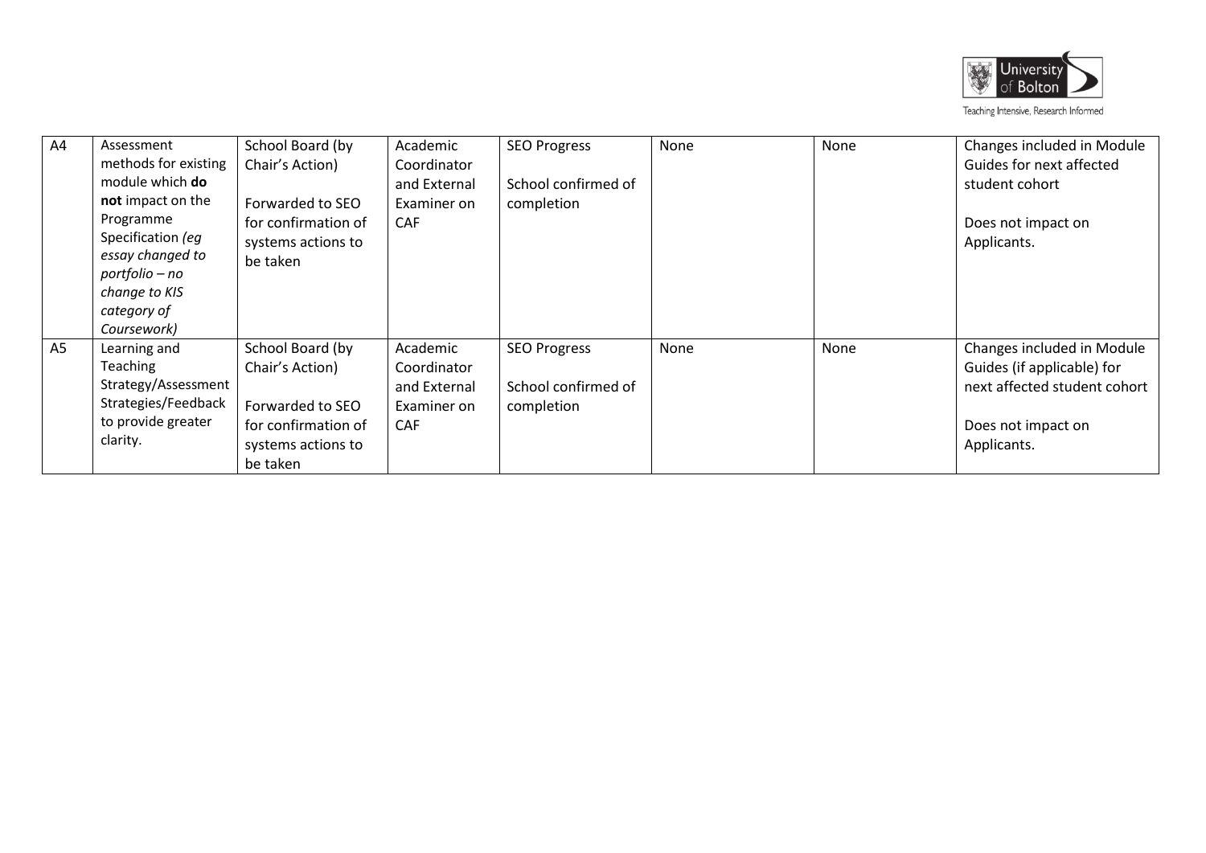| | | | | | | | |
|---|---|---|---|---|---|---|---|
| A4 | Assessment methods for existing module which **do not** impact on the Programme Specification *(eg essay changed to portfolio – no change to KIS category of Coursework)* | School Board (by Chair's Action)<br><br>Forwarded to SEO for confirmation of systems actions to be taken | Academic Coordinator and External Examiner on CAF | SEO Progress<br><br>School confirmed of completion | None | None | Changes included in Module Guides for next affected student cohort<br><br>Does not impact on Applicants. |
| A5 | Learning and Teaching Strategy/Assessment Strategies/Feedback to provide greater clarity. | School Board (by Chair's Action)<br><br>Forwarded to SEO for confirmation of systems actions to be taken | Academic Coordinator and External Examiner on CAF | SEO Progress<br><br>School confirmed of completion | None | None | Changes included in Module Guides (if applicable) for next affected student cohort<br><br>Does not impact on Applicants. |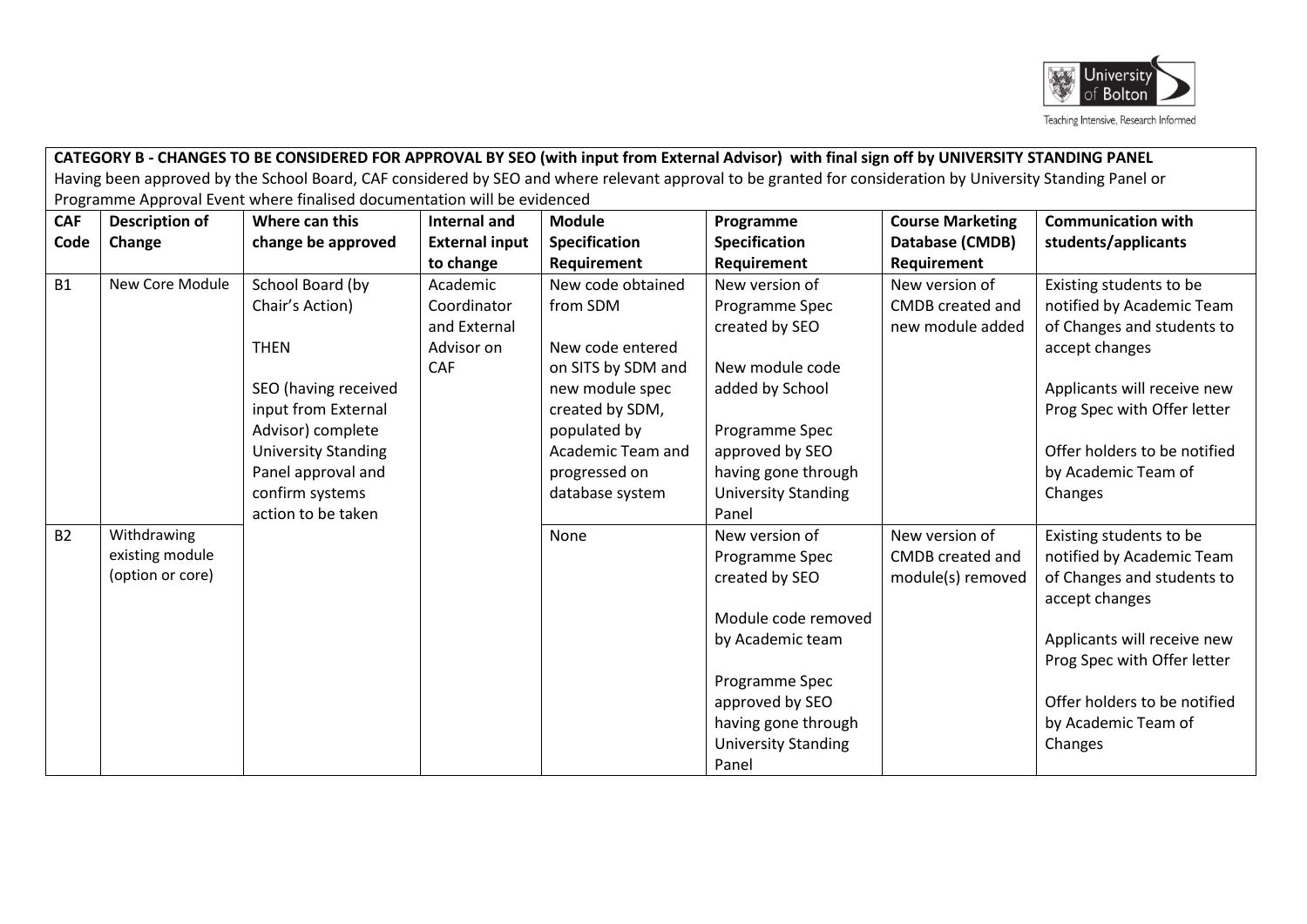**CATEGORY B - CHANGES TO BE CONSIDERED FOR APPROVAL BY SEO (with input from External Advisor) with final sign off by UNIVERSITY STANDING PANEL**

Having been approved by the School Board, CAF considered by SEO and where relevant approval to be granted for consideration by University Standing Panel or Programme Approval Event where finalised documentation will be evidenced

| CAF Code | Description of Change | Where can this change be approved | Internal and External input to change | Module Specification Requirement | Programme Specification Requirement | Course Marketing Database (CMDB) Requirement | Communication with students/applicants |
|---|---|---|---|---|---|---|---|
| B1 | New Core Module | School Board (by Chair's Action)<br><br>THEN<br><br>SEO (having received input from External Advisor) complete University Standing Panel approval and confirm systems action to be taken | Academic Coordinator and External Advisor on CAF | New code obtained from SDM<br><br>New code entered on SITS by SDM and new module spec created by SDM, populated by Academic Team and progressed on database system | New version of Programme Spec created by SEO<br><br>New module code added by School<br><br>Programme Spec approved by SEO having gone through University Standing Panel | New version of CMDB created and new module added | Existing students to be notified by Academic Team of Changes and students to accept changes<br><br>Applicants will receive new Prog Spec with Offer letter<br><br>Offer holders to be notified by Academic Team of Changes |
| B2 | Withdrawing existing module (option or core) | | | None | New version of Programme Spec created by SEO<br><br>Module code removed by Academic team<br><br>Programme Spec approved by SEO having gone through University Standing Panel | New version of CMDB created and module(s) removed | Existing students to be notified by Academic Team of Changes and students to accept changes<br><br>Applicants will receive new Prog Spec with Offer letter<br><br>Offer holders to be notified by Academic Team of Changes |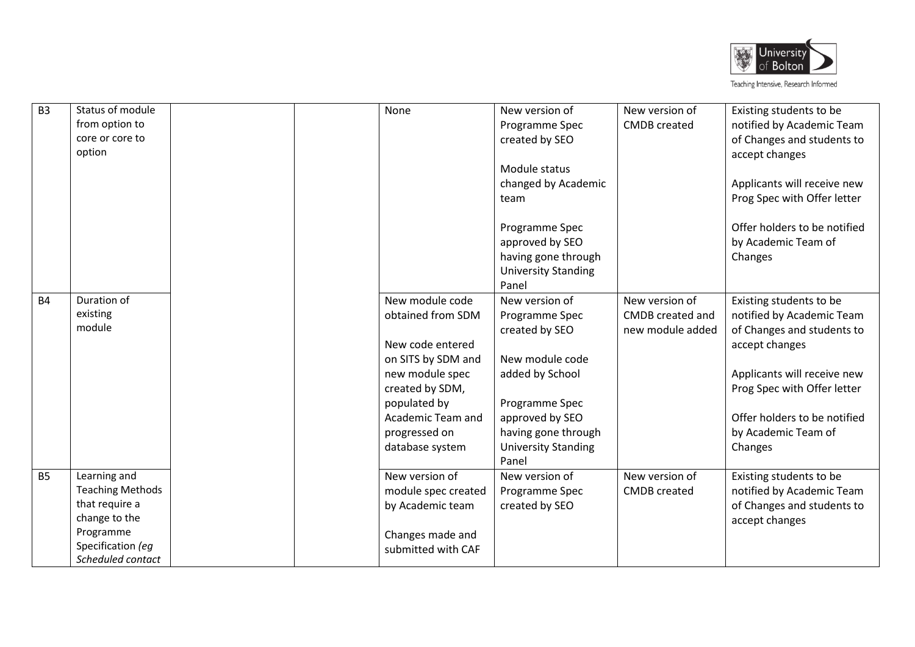| | | | | | | | |
|---|---|---|---|---|---|---|---|
| B3 | Status of module from option to core or core to option | | | None | New version of Programme Spec created by SEO<br><br>Module status changed by Academic team<br><br>Programme Spec approved by SEO having gone through University Standing Panel | New version of CMDB created | Existing students to be notified by Academic Team of Changes and students to accept changes<br><br>Applicants will receive new Prog Spec with Offer letter<br><br>Offer holders to be notified by Academic Team of Changes |
| B4 | Duration of existing module | | | New module code obtained from SDM<br><br>New code entered on SITS by SDM and new module spec created by SDM, populated by Academic Team and progressed on database system | New version of Programme Spec created by SEO<br><br>New module code added by School<br><br>Programme Spec approved by SEO having gone through University Standing Panel | New version of CMDB created and new module added | Existing students to be notified by Academic Team of Changes and students to accept changes<br><br>Applicants will receive new Prog Spec with Offer letter<br><br>Offer holders to be notified by Academic Team of Changes |
| B5 | Learning and Teaching Methods that require a change to the Programme Specification *(eg Scheduled contact* | | | New version of module spec created by Academic team<br><br>Changes made and submitted with CAF | New version of Programme Spec created by SEO | New version of CMDB created | Existing students to be notified by Academic Team of Changes and students to accept changes |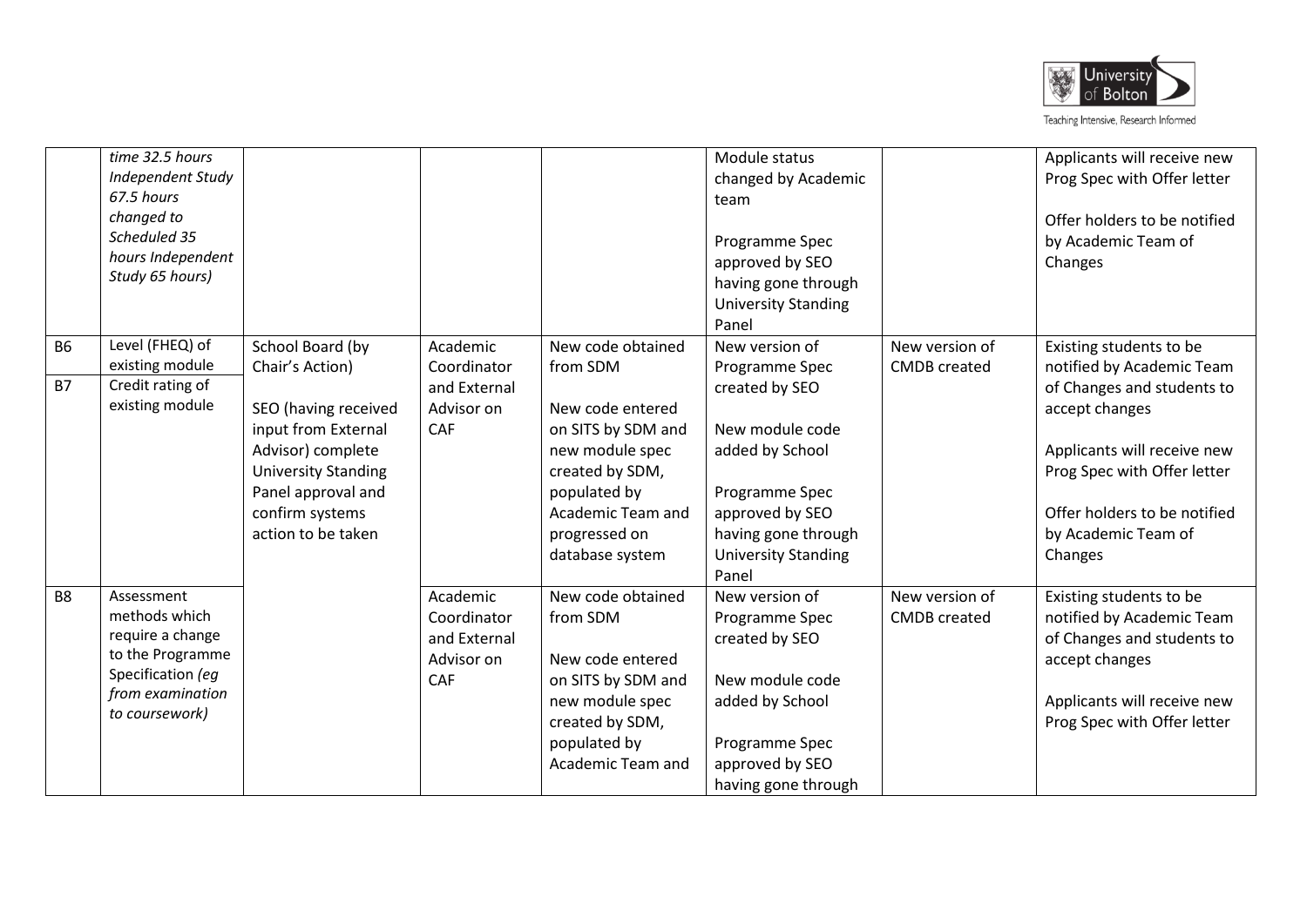| | | | | | | | |
|---|---|---|---|---|---|---|---|
| | *time 32.5 hours Independent Study 67.5 hours changed to Scheduled 35 hours Independent Study 65 hours)* | | | | Module status changed by Academic team<br><br>Programme Spec approved by SEO having gone through University Standing Panel | | Applicants will receive new Prog Spec with Offer letter<br><br>Offer holders to be notified by Academic Team of Changes |
| B6 | Level (FHEQ) of existing module | School Board (by Chair's Action)<br><br>SEO (having received input from External Advisor) complete University Standing Panel approval and confirm systems action to be taken | Academic Coordinator and External Advisor on CAF | New code obtained from SDM<br><br>New code entered on SITS by SDM and new module spec created by SDM, populated by Academic Team and progressed on database system | New version of Programme Spec created by SEO<br><br>New module code added by School<br><br>Programme Spec approved by SEO having gone through University Standing Panel | New version of CMDB created | Existing students to be notified by Academic Team of Changes and students to accept changes<br><br>Applicants will receive new Prog Spec with Offer letter<br><br>Offer holders to be notified by Academic Team of Changes |
| B7 | Credit rating of existing module | | | | | | |
| B8 | Assessment methods which require a change to the Programme Specification *(eg from examination to coursework)* | | Academic Coordinator and External Advisor on CAF | New code obtained from SDM<br><br>New code entered on SITS by SDM and new module spec created by SDM, populated by Academic Team and | New version of Programme Spec created by SEO<br><br>New module code added by School<br><br>Programme Spec approved by SEO having gone through | New version of CMDB created | Existing students to be notified by Academic Team of Changes and students to accept changes<br><br>Applicants will receive new Prog Spec with Offer letter |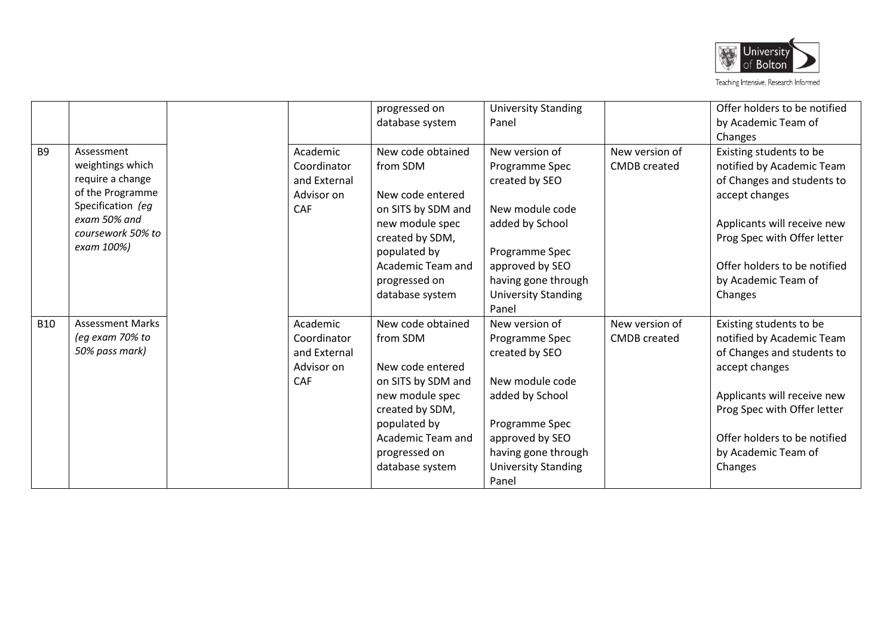| | | | | | | | |
|---|---|---|---|---|---|---|---|
| | | | | progressed on database system | University Standing Panel | | Offer holders to be notified by Academic Team of Changes |
| B9 | Assessment weightings which require a change of the Programme Specification *(eg exam 50% and coursework 50% to exam 100%)* | | Academic Coordinator and External Advisor on CAF | New code obtained from SDM<br><br>New code entered on SITS by SDM and new module spec created by SDM, populated by Academic Team and progressed on database system | New version of Programme Spec created by SEO<br><br>New module code added by School<br><br>Programme Spec approved by SEO having gone through University Standing Panel | New version of CMDB created | Existing students to be notified by Academic Team of Changes and students to accept changes<br><br>Applicants will receive new Prog Spec with Offer letter<br><br>Offer holders to be notified by Academic Team of Changes |
| B10 | Assessment Marks *(eg exam 70% to 50% pass mark)* | | Academic Coordinator and External Advisor on CAF | New code obtained from SDM<br><br>New code entered on SITS by SDM and new module spec created by SDM, populated by Academic Team and progressed on database system | New version of Programme Spec created by SEO<br><br>New module code added by School<br><br>Programme Spec approved by SEO having gone through University Standing Panel | New version of CMDB created | Existing students to be notified by Academic Team of Changes and students to accept changes<br><br>Applicants will receive new Prog Spec with Offer letter<br><br>Offer holders to be notified by Academic Team of Changes |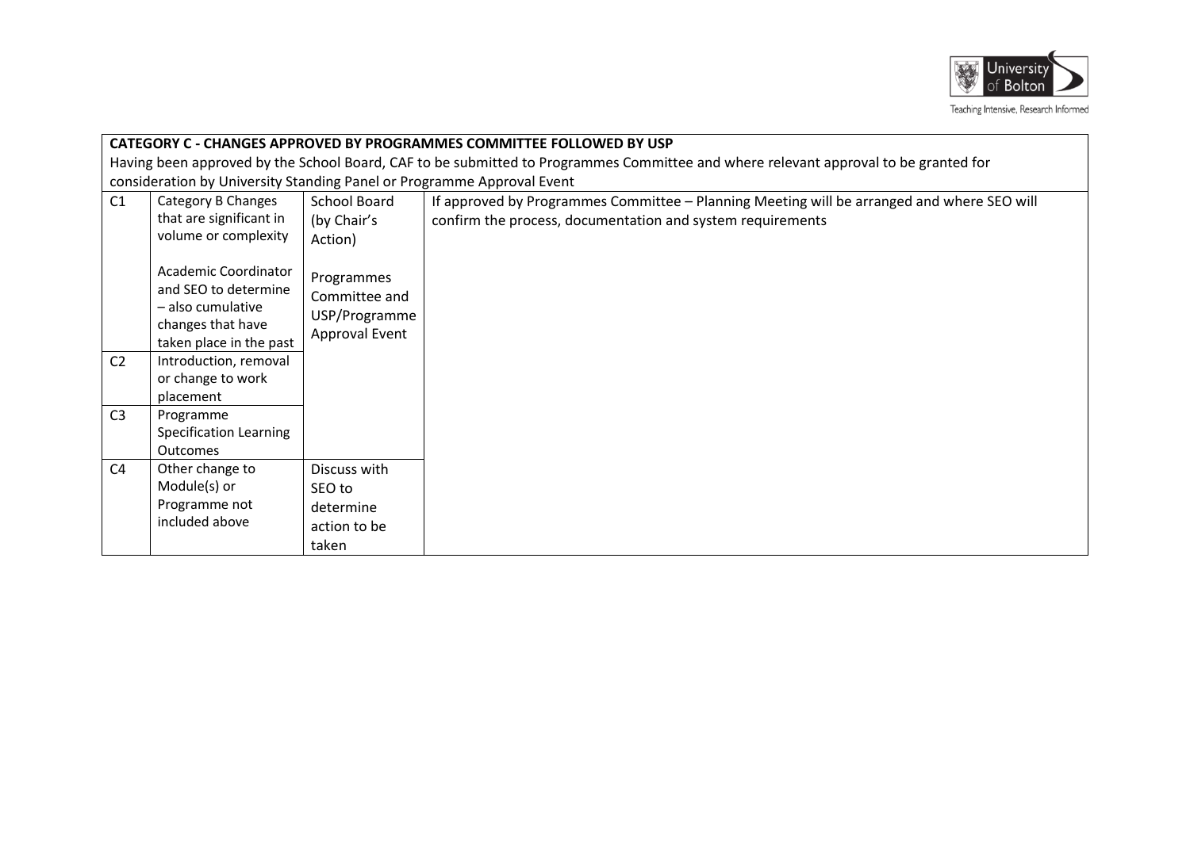| CATEGORY C - CHANGES APPROVED BY PROGRAMMES COMMITTEE FOLLOWED BY USP<br>Having been approved by the School Board, CAF to be submitted to Programmes Committee and where relevant approval to be granted for consideration by University Standing Panel or Programme Approval Event | | | |
|---|---|---|---|
| C1 | Category B Changes that are significant in volume or complexity<br><br>Academic Coordinator and SEO to determine – also cumulative changes that have taken place in the past | School Board (by Chair's Action)<br><br>Programmes Committee and USP/Programme Approval Event | If approved by Programmes Committee – Planning Meeting will be arranged and where SEO will confirm the process, documentation and system requirements |
| C2 | Introduction, removal or change to work placement | | |
| C3 | Programme Specification Learning Outcomes | | |
| C4 | Other change to Module(s) or Programme not included above | Discuss with SEO to determine action to be taken | |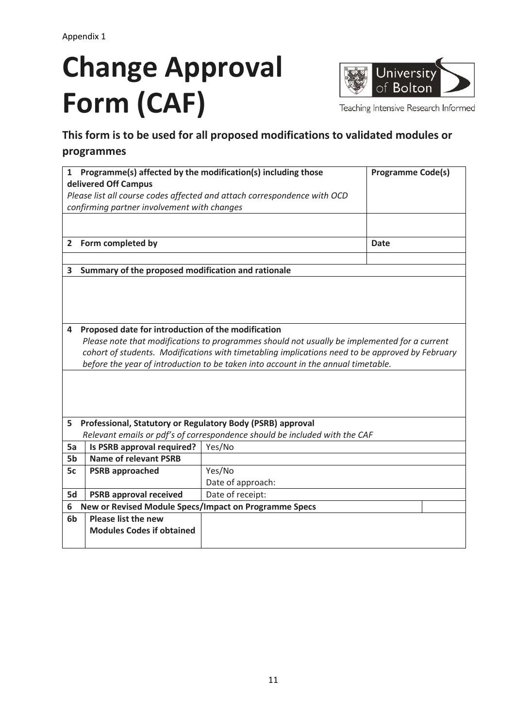Appendix 1

# Change Approval Form (CAF)

Teaching Intensive Research Informed

## This form is to be used for all proposed modifications to validated modules or programmes

| | | | |
|---|---|---|---|
| **1** | **Programme(s) affected by the modification(s) including those delivered Off Campus**<br>*Please list all course codes affected and attach correspondence with OCD confirming partner involvement with changes* | | **Programme Code(s)** |
| | | | |
| **2** | **Form completed by** | | **Date** |
| | | | |
| **3** | **Summary of the proposed modification and rationale** | | |
| | | | |
| **4** | **Proposed date for introduction of the modification**<br>*Please note that modifications to programmes should not usually be implemented for a current cohort of students. Modifications with timetabling implications need to be approved by February before the year of introduction to be taken into account in the annual timetable.* | | |
| | | | |
| **5** | **Professional, Statutory or Regulatory Body (PSRB) approval**<br>*Relevant emails or pdf's of correspondence should be included with the CAF* | | |
| **5a** | **Is PSRB approval required?** | Yes/No | |
| **5b** | **Name of relevant PSRB** | | |
| **5c** | **PSRB approached** | Yes/No<br>Date of approach: | |
| **5d** | **PSRB approval received** | Date of receipt: | |
| **6** | **New or Revised Module Specs/Impact on Programme Specs** | | |
| **6b** | **Please list the new Modules Codes if obtained** | | |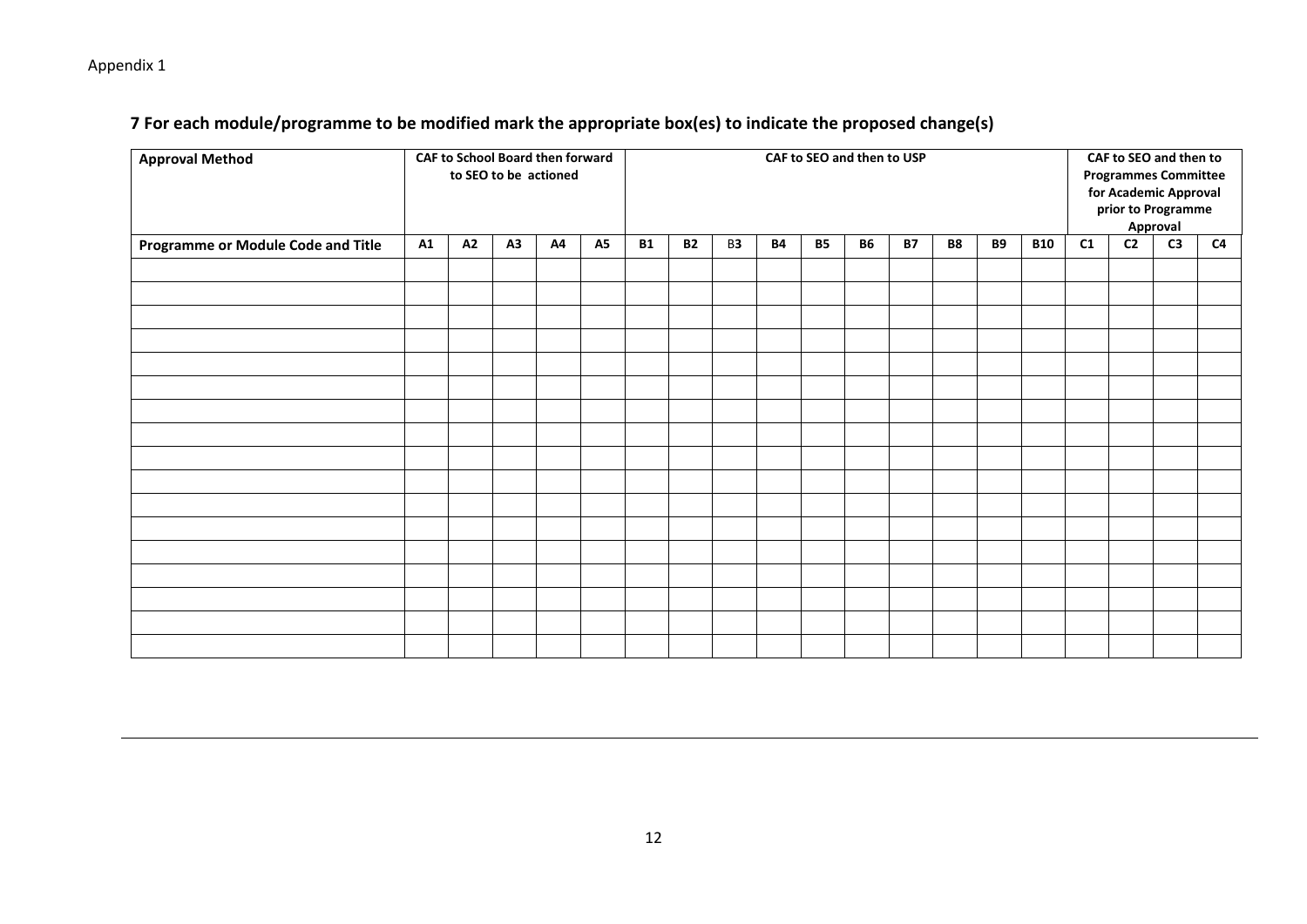Appendix 1

## 7 For each module/programme to be modified mark the appropriate box(es) to indicate the proposed change(s)

| **Approval Method** | **CAF to School Board then forward to SEO to be actioned** | | | | | **CAF to SEO and then to USP** | | | | | | | | | | **CAF to SEO and then to Programmes Committee for Academic Approval prior to Programme Approval** | | | |
|---|---|---|---|---|---|---|---|---|---|---|---|---|---|---|---|---|---|---|---|
| **Programme or Module Code and Title** | **A1** | **A2** | **A3** | **A4** | **A5** | **B1** | **B2** | B3 | **B4** | **B5** | **B6** | **B7** | **B8** | **B9** | **B10** | **C1** | **C2** | **C3** | **C4** |
| | | | | | | | | | | | | | | | | | | | |
| | | | | | | | | | | | | | | | | | | | |
| | | | | | | | | | | | | | | | | | | | |
| | | | | | | | | | | | | | | | | | | | |
| | | | | | | | | | | | | | | | | | | | |
| | | | | | | | | | | | | | | | | | | | |
| | | | | | | | | | | | | | | | | | | | |
| | | | | | | | | | | | | | | | | | | | |
| | | | | | | | | | | | | | | | | | | | |
| | | | | | | | | | | | | | | | | | | | |
| | | | | | | | | | | | | | | | | | | | |
| | | | | | | | | | | | | | | | | | | | |
| | | | | | | | | | | | | | | | | | | | |
| | | | | | | | | | | | | | | | | | | | |
| | | | | | | | | | | | | | | | | | | | |
| | | | | | | | | | | | | | | | | | | | |
| | | | | | | | | | | | | | | | | | | | |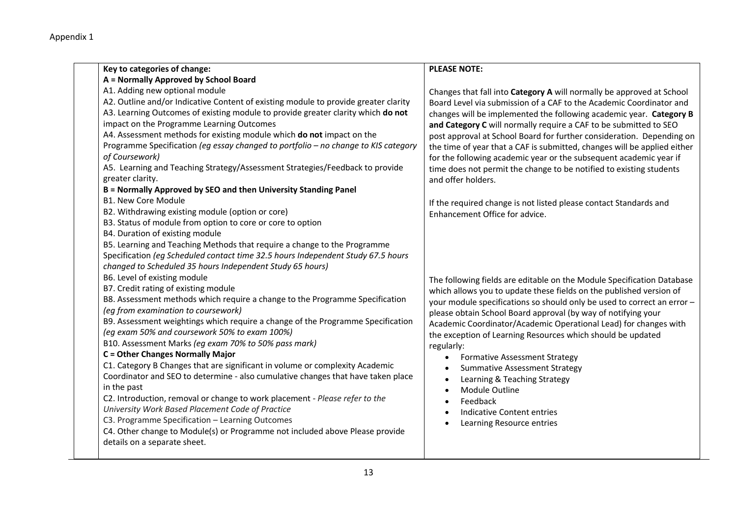Appendix 1

**Key to categories of change:**

**A = Normally Approved by School Board**

A1. Adding new optional module

A2. Outline and/or Indicative Content of existing module to provide greater clarity

A3. Learning Outcomes of existing module to provide greater clarity which **do not** impact on the Programme Learning Outcomes

A4. Assessment methods for existing module which **do not** impact on the Programme Specification *(eg essay changed to portfolio – no change to KIS category of Coursework)*

A5. Learning and Teaching Strategy/Assessment Strategies/Feedback to provide greater clarity.

**B = Normally Approved by SEO and then University Standing Panel**

B1. New Core Module

B2. Withdrawing existing module (option or core)

B3. Status of module from option to core or core to option

B4. Duration of existing module

B5. Learning and Teaching Methods that require a change to the Programme Specification *(eg Scheduled contact time 32.5 hours Independent Study 67.5 hours changed to Scheduled 35 hours Independent Study 65 hours)*

B6. Level of existing module

B7. Credit rating of existing module

B8. Assessment methods which require a change to the Programme Specification *(eg from examination to coursework)*

B9. Assessment weightings which require a change of the Programme Specification *(eg exam 50% and coursework 50% to exam 100%)*

B10. Assessment Marks *(eg exam 70% to 50% pass mark)*

**C = Other Changes Normally Major**

C1. Category B Changes that are significant in volume or complexity Academic Coordinator and SEO to determine - also cumulative changes that have taken place in the past

C2. Introduction, removal or change to work placement - *Please refer to the University Work Based Placement Code of Practice*

C3. Programme Specification – Learning Outcomes

C4. Other change to Module(s) or Programme not included above Please provide details on a separate sheet.

**PLEASE NOTE:**

Changes that fall into **Category A** will normally be approved at School Board Level via submission of a CAF to the Academic Coordinator and changes will be implemented the following academic year. **Category B and Category C** will normally require a CAF to be submitted to SEO post approval at School Board for further consideration. Depending on the time of year that a CAF is submitted, changes will be applied either for the following academic year or the subsequent academic year if time does not permit the change to be notified to existing students and offer holders.

If the required change is not listed please contact Standards and Enhancement Office for advice.

The following fields are editable on the Module Specification Database which allows you to update these fields on the published version of your module specifications so should only be used to correct an error – please obtain School Board approval (by way of notifying your Academic Coordinator/Academic Operational Lead) for changes with the exception of Learning Resources which should be updated regularly:

- Formative Assessment Strategy
- Summative Assessment Strategy
- Learning & Teaching Strategy
- Module Outline
- Feedback
- Indicative Content entries
- Learning Resource entries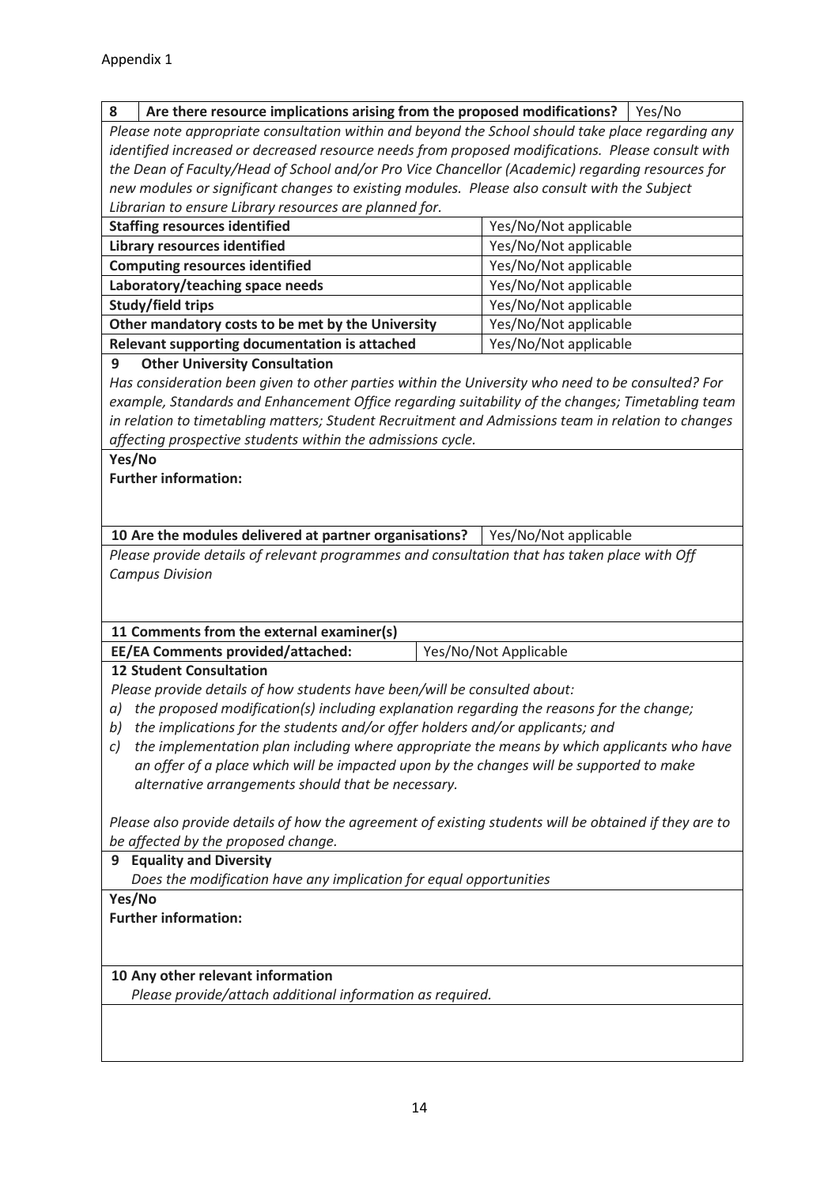Appendix 1

| 8 | Are there resource implications arising from the proposed modifications? | Yes/No |
|---|---|---|

*Please note appropriate consultation within and beyond the School should take place regarding any identified increased or decreased resource needs from proposed modifications. Please consult with the Dean of Faculty/Head of School and/or Pro Vice Chancellor (Academic) regarding resources for new modules or significant changes to existing modules. Please also consult with the Subject Librarian to ensure Library resources are planned for.*

| | |
|---|---|
| **Staffing resources identified** | Yes/No/Not applicable |
| **Library resources identified** | Yes/No/Not applicable |
| **Computing resources identified** | Yes/No/Not applicable |
| **Laboratory/teaching space needs** | Yes/No/Not applicable |
| **Study/field trips** | Yes/No/Not applicable |
| **Other mandatory costs to be met by the University** | Yes/No/Not applicable |
| **Relevant supporting documentation is attached** | Yes/No/Not applicable |

**9 Other University Consultation**

*Has consideration been given to other parties within the University who need to be consulted? For example, Standards and Enhancement Office regarding suitability of the changes; Timetabling team in relation to timetabling matters; Student Recruitment and Admissions team in relation to changes affecting prospective students within the admissions cycle.*

**Yes/No**

**Further information:**

| **10 Are the modules delivered at partner organisations?** | Yes/No/Not applicable |
|---|---|

*Please provide details of relevant programmes and consultation that has taken place with Off Campus Division*

**11 Comments from the external examiner(s)**

| **EE/EA Comments provided/attached:** | Yes/No/Not Applicable |
|---|---|

**12 Student Consultation**

*Please provide details of how students have been/will be consulted about:*

*a) the proposed modification(s) including explanation regarding the reasons for the change;*
*b) the implications for the students and/or offer holders and/or applicants; and*
*c) the implementation plan including where appropriate the means by which applicants who have an offer of a place which will be impacted upon by the changes will be supported to make alternative arrangements should that be necessary.*

*Please also provide details of how the agreement of existing students will be obtained if they are to be affected by the proposed change.*

**9 Equality and Diversity**

*Does the modification have any implication for equal opportunities*

**Yes/No**

**Further information:**

**10 Any other relevant information**

*Please provide/attach additional information as required.*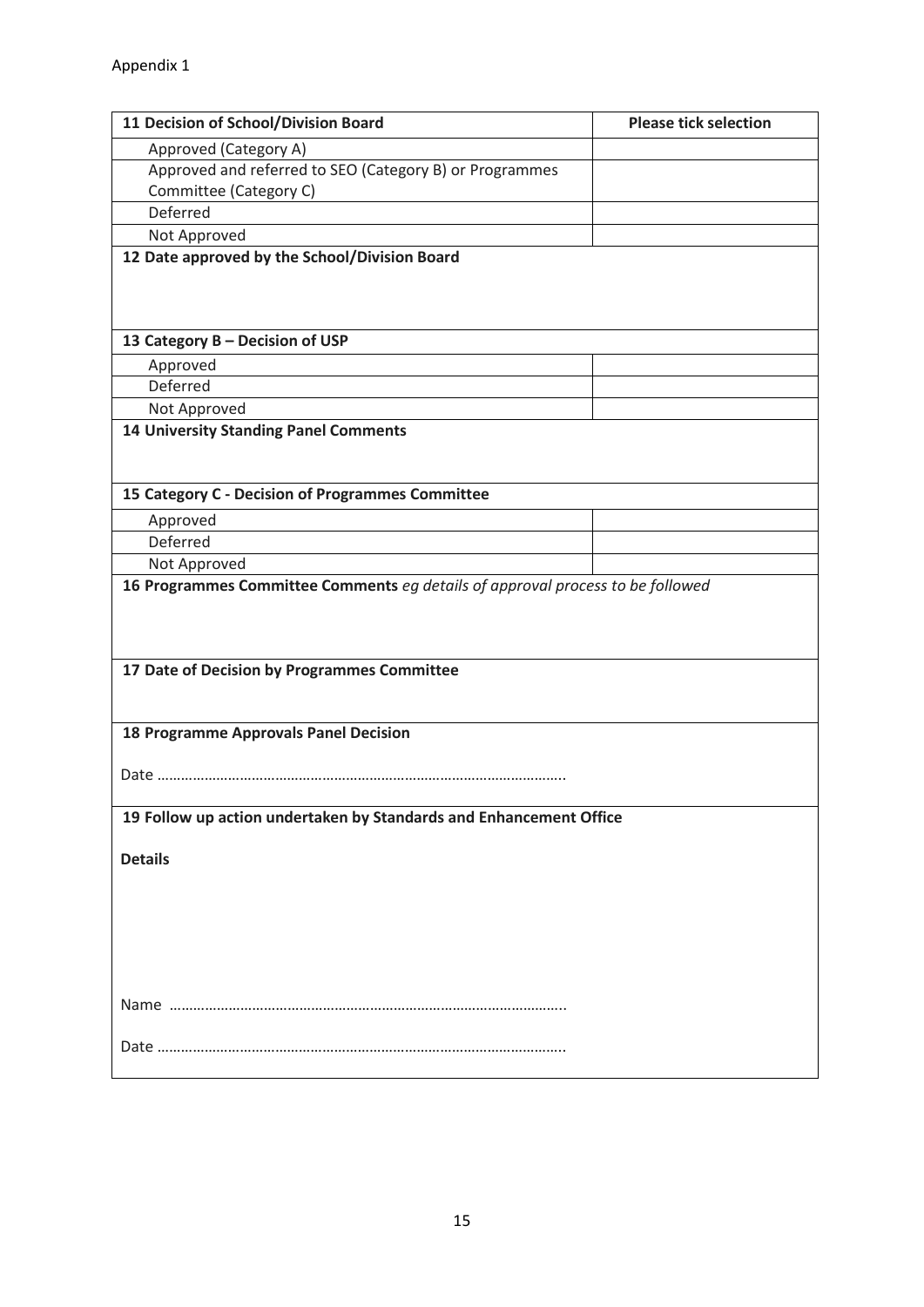Appendix 1

| 11 Decision of School/Division Board | Please tick selection |
|---|---|
| Approved (Category A) | |
| Approved and referred to SEO (Category B) or Programmes Committee (Category C) | |
| Deferred | |
| Not Approved | |

**12 Date approved by the School/Division Board**

| 13 Category B – Decision of USP | |
|---|---|
| Approved | |
| Deferred | |
| Not Approved | |

**14 University Standing Panel Comments**

| 15 Category C - Decision of Programmes Committee | |
|---|---|
| Approved | |
| Deferred | |
| Not Approved | |

**16 Programmes Committee Comments** *eg details of approval process to be followed*

**17 Date of Decision by Programmes Committee**

**18 Programme Approvals Panel Decision**

Date …………………………………………………………………………………………..

**19 Follow up action undertaken by Standards and Enhancement Office**

**Details**

Name ………………………………………………………………………………………..

Date …………………………………………………………………………………………..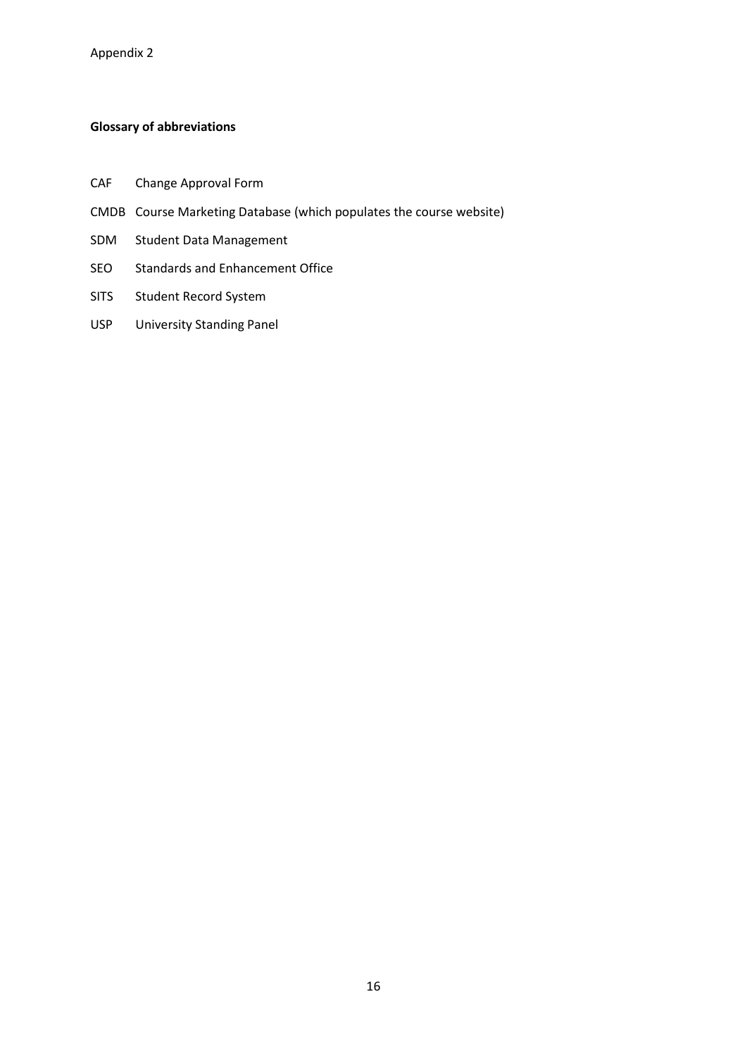Appendix 2

**Glossary of abbreviations**

| | |
|---|---|
| CAF | Change Approval Form |
| CMDB | Course Marketing Database (which populates the course website) |
| SDM | Student Data Management |
| SEO | Standards and Enhancement Office |
| SITS | Student Record System |
| USP | University Standing Panel |